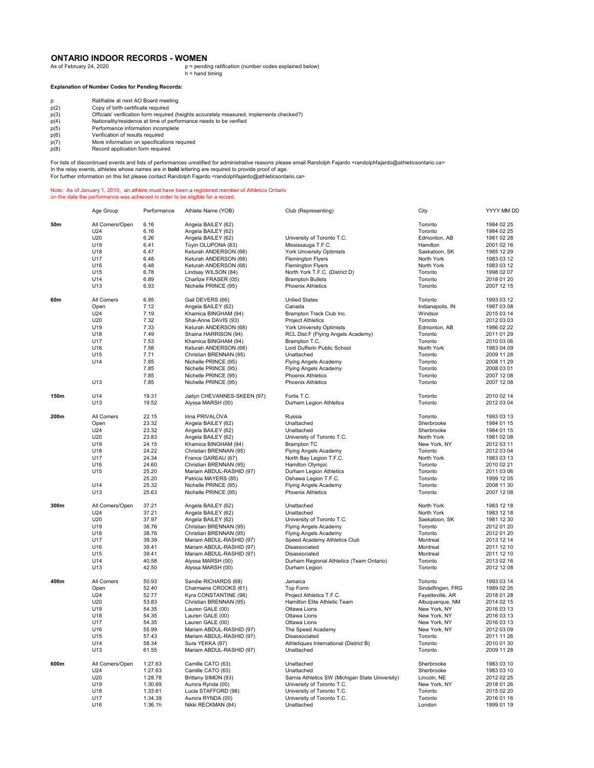# ONTARIO INDOOR RECORDS - WOMEN

As of February 24, 2020

p = pending ratification (number codes explained below)
h = hand timing

**Explanation of Number Codes for Pending Records:**

| | |
|---|---|
| p | Ratifiable at next AO Board meeting |
| p(2) | Copy of birth certificate required |
| p(3) | Officials' verification form required (heights accurately measured, implements checked?) |
| p(4) | Nationality/residence at time of performance needs to be verified |
| p(5) | Performance information incomplete |
| p(6) | Verification of results required |
| p(7) | More information on specifications required |
| p(8) | Record application form required |

For lists of discontinued events and lists of performances unratified for administrative reasons please email Randolph Fajardo <randolphfajardo@athleticsontario.ca>
In the relay events, athletes whose names are in **bold** lettering are required to provide proof of age.
For further information on this list please contact Randolph Fajardo <randolphfajardo@athleticsontario.ca>

Note: As of January 1, 2010, an athlete must have been a registered member of Athletics Ontario on the date the performance was achieved in order to be eligible for a record.

| | Age Group | Performance | Athlete Name (YOB) | Club (Representing) | City | YYYY MM DD |
|---|---|---|---|---|---|---|
| **50m** | All Comers/Open | 6.16 | Angela BAILEY (62) | | Toronto | 1984 02 25 |
| | U24 | 6.16 | Angela BAILEY (62) | | Toronto | 1984 02 25 |
| | U20 | 6.26 | Angela BAILEY (62) | University of Toronto T.C. | Edmonton, AB | 1981 02 28 |
| | U19 | 6.41 | Toyin OLUPONA (83) | Mississauga T.F.C. | Hamilton | 2001 02 16 |
| | U18 | 6.47 | Keturah ANDERSON (68) | York University Optimists | Saskatoon, SK | 1985 12 29 |
| | U17 | 6.48 | Keturah ANDERSON (68) | Flemington Flyers | North York | 1983 03 12 |
| | U16 | 6.48 | Keturah ANDERSON (68) | Flemington Flyers | North York | 1983 03 12 |
| | U15 | 6.78 | Lindsay WILSON (84) | North York T.F.C. (District D) | Toronto | 1998 02 07 |
| | U14 | 6.89 | Charlize FRASER (05) | Brampton Bullets | Toronto | 2018 01 20 |
| | U13 | 6.93 | Nichelle PRINCE (95) | Phoenix Athletics | Toronto | 2007 12 15 |
| **60m** | All Comers | 6.95 | Gail DEVERS (66) | United States | Toronto | 1993 03 12 |
| | Open | 7.12 | Angela BAILEY (62) | Canada | Indianapolis, IN | 1987 03 08 |
| | U24 | 7.19 | Khamica BINGHAM (94) | Brampton Track Club Inc. | Windsor | 2015 03 14 |
| | U20 | 7.32 | Shai-Anne DAVIS (93) | Project Athletics | Toronto | 2012 03 03 |
| | U19 | 7.33 | Keturah ANDERSON (68) | York University Optimists | Edmonton, AB | 1986 02 22 |
| | U18 | 7.49 | Shaina HARRISON (94) | RCL Dist.F (Flying Angels Academy) | Toronto | 2011 01 29 |
| | U17 | 7.53 | Khamica BINGHAM (94) | Brampton T.C. | Toronto | 2010 03 06 |
| | U16 | 7.58 | Keturah ANDERSON (68) | Lord Dufferin Public School | North York | 1983 04 09 |
| | U15 | 7.71 | Christian BRENNAN (95) | Unattached | Toronto | 2009 11 28 |
| | U14 | 7.85 | Nichelle PRINCE (95) | Flying Angels Academy | Toronto | 2008 11 29 |
| | | 7.85 | Nichelle PRINCE (95) | Flying Angels Academy | Toronto | 2008 03 01 |
| | | 7.85 | Nichelle PRINCE (95) | Phoenix Athletics | Toronto | 2007 12 08 |
| | U13 | 7.85 | Nichelle PRINCE (95) | Phoenix Athletics | Toronto | 2007 12 08 |
| **150m** | U14 | 19.31 | Jadyn CHEVANNES-SKEEN (97) | Fortis T.C. | Toronto | 2010 02 14 |
| | U13 | 19.52 | Alyssa MARSH (00) | Durham Legion Athletics | Toronto | 2012 03 04 |
| **200m** | All Comers | 22.15 | Irina PRIVALOVA | Russia | Toronto | 1993 03 13 |
| | Open | 23.32 | Angela BAILEY (62) | Unattached | Sherbrooke | 1984 01 15 |
| | U24 | 23.32 | Angela BAILEY (62) | Unattached | Sherbrooke | 1984 01 15 |
| | U20 | 23.83 | Angela BAILEY (62) | University of Toronto T.C. | North York | 1981 02 08 |
| | U19 | 24.15 | Khamica BINGHAM (94) | Brampton TC | New York, NY | 2012 03 11 |
| | U18 | 24.22 | Christian BRENNAN (95) | Flying Angels Academy | Toronto | 2012 03 04 |
| | U17 | 24.34 | France GAREAU (67) | North Bay Legion T.F.C. | North York | 1983 03 13 |
| | U16 | 24.60 | Christian BRENNAN (95) | Hamilton Olympic | Toronto | 2010 02 21 |
| | U15 | 25.20 | Mariam ABDUL-RASHID (97) | Durham Legion Athletics | Toronto | 2011 03 06 |
| | | 25.20 | Patricia MAYERS (85) | Oshawa Legion T.F.C. | Toronto | 1999 12 05 |
| | U14 | 25.32 | Nichelle PRINCE (95) | Flying Angels Academy | Toronto | 2008 11 30 |
| | U13 | 25.63 | Nichelle PRINCE (95) | Phoenix Athletics | Toronto | 2007 12 08 |
| **300m** | All Comers/Open | 37.21 | Angela BAILEY (62) | Unattached | North York | 1983 12 18 |
| | U24 | 37.21 | Angela BAILEY (62) | Unattached | North York | 1983 12 18 |
| | U20 | 37.97 | Angela BAILEY (62) | University of Toronto T.C. | Saskatoon, SK | 1981 12 30 |
| | U19 | 38.76 | Christian BRENNAN (95) | Flying Angels Academy | Toronto | 2012 01 20 |
| | U18 | 38.76 | Christian BRENNAN (95) | Flying Angels Academy | Toronto | 2012 01 20 |
| | U17 | 39.39 | Mariam ABDUL-RASHID (97) | Speed Academy Athletics Club | Montreal | 2013 12 14 |
| | U16 | 39.41 | Mariam ABDUL-RASHID (97) | Disassociated | Montreal | 2011 12 10 |
| | U15 | 39.41 | Mariam ABDUL-RASHID (97) | Disassociated | Montreal | 2011 12 10 |
| | U14 | 40.58 | Alyssa MARSH (00) | Durham Regional Athletics (Team Ontario) | Toronto | 2013 02 16 |
| | U13 | 42.50 | Alyssa MARSH (00) | Durham Legion | Toronto | 2012 12 08 |
| **400m** | All Comers | 50.93 | Sandie RICHARDS (68) | Jamaica | Toronto | 1993 03 14 |
| | Open | 52.40 | Charmaine CROOKS (61) | Top Form | Sindelfingen, FRG | 1989 02 26 |
| | U24 | 52.77 | Kyra CONSTANTINE (98) | Project Athletics T.F.C. | Fayetteville, AR | 2018 01 28 |
| | U20 | 53.83 | Christian BRENNAN (95) | Hamilton Elite Athletic Team | Albuquerque, NM | 2014 02 15 |
| | U19 | 54.35 | Lauren GALE (00) | Ottawa Lions | New York, NY | 2016 03 13 |
| | U18 | 54.35 | Lauren GALE (00) | Ottawa Lions | New York, NY | 2016 03 13 |
| | U17 | 54.35 | Lauren GALE (00) | Ottawa Lions | New York, NY | 2016 03 13 |
| | U16 | 55.99 | Mariam ABDUL-RASHID (97) | The Speed Academy | New York, NY | 2012 03 09 |
| | U15 | 57.43 | Mariam ABDUL-RASHID (97) | Disassociated | Toronto | 2011 11 26 |
| | U14 | 58.34 | Sura YEKKA (97) | Athletiques International (District B) | Toronto | 2010 01 30 |
| | U13 | 61.55 | Mariam ABDUL-RASHID (97) | Unattached | Toronto | 2009 11 28 |
| **600m** | All Comers/Open | 1:27.63 | Camille CATO (63) | Unattached | Sherbrooke | 1983 03 10 |
| | U24 | 1:27.63 | Camille CATO (63) | Unattached | Sherbrooke | 1983 03 10 |
| | U20 | 1:28.78 | Brittany SIMON (93) | Sarnia Athletics SW (Michigan State University) | Lincoln, NE | 2012 02 25 |
| | U19 | 1:30.69 | Aurora Rynda (00) | University of Toronto T.C. | New York, NY | 2018 01 26 |
| | U18 | 1:33.61 | Lucia STAFFORD (98) | University of Toronto T.C. | Toronto | 2015 02 20 |
| | U17 | 1:34.39 | Aurora RYNDA (00) | University of Toronto T.C. | Toronto | 2016 01 16 |
| | U16 | 1:36.1h | Nikki RECKMAN (84) | Unattached | London | 1999 01 19 |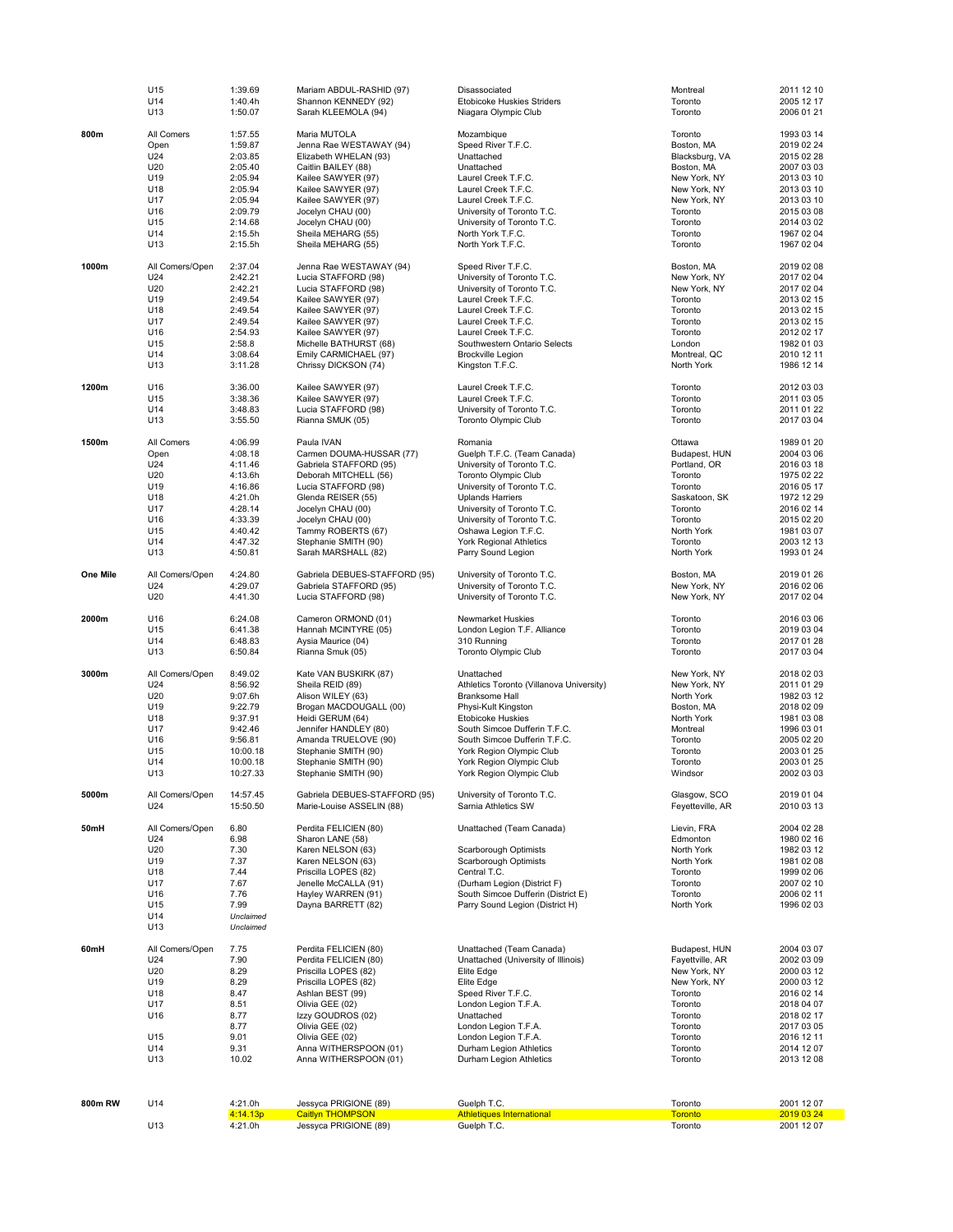| Event | Category | Performance | Athlete | Club | Location | Date |
|---|---|---|---|---|---|---|
| | U15 | 1:39.69 | Mariam ABDUL-RASHID (97) | Disassociated | Montreal | 2011 12 10 |
| | U14 | 1:40.4h | Shannon KENNEDY (92) | Etobicoke Huskies Striders | Toronto | 2005 12 17 |
| | U13 | 1:50.07 | Sarah KLEEMOLA (94) | Niagara Olympic Club | Toronto | 2006 01 21 |
| **800m** | All Comers | 1:57.55 | Maria MUTOLA | Mozambique | Toronto | 1993 03 14 |
| | Open | 1:59.87 | Jenna Rae WESTAWAY (94) | Speed River T.F.C. | Boston, MA | 2019 02 24 |
| | U24 | 2:03.85 | Elizabeth WHELAN (93) | Unattached | Blacksburg, VA | 2015 02 28 |
| | U20 | 2:05.40 | Caitlin BAILEY (88) | Unattached | Boston, MA | 2007 03 03 |
| | U19 | 2:05.94 | Kailee SAWYER (97) | Laurel Creek T.F.C. | New York, NY | 2013 03 10 |
| | U18 | 2:05.94 | Kailee SAWYER (97) | Laurel Creek T.F.C. | New York, NY | 2013 03 10 |
| | U17 | 2:05.94 | Kailee SAWYER (97) | Laurel Creek T.F.C. | New York, NY | 2013 03 10 |
| | U16 | 2:09.79 | Jocelyn CHAU (00) | University of Toronto T.C. | Toronto | 2015 03 08 |
| | U15 | 2:14.68 | Jocelyn CHAU (00) | University of Toronto T.C. | Toronto | 2014 03 02 |
| | U14 | 2:15.5h | Sheila MEHARG (55) | North York T.F.C. | Toronto | 1967 02 04 |
| | U13 | 2:15.5h | Sheila MEHARG (55) | North York T.F.C. | Toronto | 1967 02 04 |
| **1000m** | All Comers/Open | 2:37.04 | Jenna Rae WESTAWAY (94) | Speed River T.F.C. | Boston, MA | 2019 02 08 |
| | U24 | 2:42.21 | Lucia STAFFORD (98) | University of Toronto T.C. | New York, NY | 2017 02 04 |
| | U20 | 2:42.21 | Lucia STAFFORD (98) | University of Toronto T.C. | New York, NY | 2017 02 04 |
| | U19 | 2:49.54 | Kailee SAWYER (97) | Laurel Creek T.F.C. | Toronto | 2013 02 15 |
| | U18 | 2:49.54 | Kailee SAWYER (97) | Laurel Creek T.F.C. | Toronto | 2013 02 15 |
| | U17 | 2:49.54 | Kailee SAWYER (97) | Laurel Creek T.F.C. | Toronto | 2013 02 15 |
| | U16 | 2:54.93 | Kailee SAWYER (97) | Laurel Creek T.F.C. | Toronto | 2012 02 17 |
| | U15 | 2:58.8 | Michelle BATHURST (68) | Southwestern Ontario Selects | London | 1982 01 03 |
| | U14 | 3:08.64 | Emily CARMICHAEL (97) | Brockville Legion | Montreal, QC | 2010 12 11 |
| | U13 | 3:11.28 | Chrissy DICKSON (74) | Kingston T.F.C. | North York | 1986 12 14 |
| **1200m** | U16 | 3:36.00 | Kailee SAWYER (97) | Laurel Creek T.F.C. | Toronto | 2012 03 03 |
| | U15 | 3:38.36 | Kailee SAWYER (97) | Laurel Creek T.F.C. | Toronto | 2011 03 05 |
| | U14 | 3:48.83 | Lucia STAFFORD (98) | University of Toronto T.C. | Toronto | 2011 01 22 |
| | U13 | 3:55.50 | Rianna SMUK (05) | Toronto Olympic Club | Toronto | 2017 03 04 |
| **1500m** | All Comers | 4:06.99 | Paula IVAN | Romania | Ottawa | 1989 01 20 |
| | Open | 4:08.18 | Carmen DOUMA-HUSSAR (77) | Guelph T.F.C. (Team Canada) | Budapest, HUN | 2004 03 06 |
| | U24 | 4:11.46 | Gabriela STAFFORD (95) | University of Toronto T.C. | Portland, OR | 2016 03 18 |
| | U20 | 4:13.6h | Deborah MITCHELL (56) | Toronto Olympic Club | Toronto | 1975 02 22 |
| | U19 | 4:16.86 | Lucia STAFFORD (98) | University of Toronto T.C. | Toronto | 2016 05 17 |
| | U18 | 4:21.0h | Glenda REISER (55) | Uplands Harriers | Saskatoon, SK | 1972 12 29 |
| | U17 | 4:28.14 | Jocelyn CHAU (00) | University of Toronto T.C. | Toronto | 2016 02 14 |
| | U16 | 4:33.39 | Jocelyn CHAU (00) | University of Toronto T.C. | Toronto | 2015 02 20 |
| | U15 | 4:40.42 | Tammy ROBERTS (67) | Oshawa Legion T.F.C. | North York | 1981 03 07 |
| | U14 | 4:47.32 | Stephanie SMITH (90) | York Regional Athletics | Toronto | 2003 12 13 |
| | U13 | 4:50.81 | Sarah MARSHALL (82) | Parry Sound Legion | North York | 1993 01 24 |
| **One Mile** | All Comers/Open | 4:24.80 | Gabriela DEBUES-STAFFORD (95) | University of Toronto T.C. | Boston, MA | 2019 01 26 |
| | U24 | 4:29.07 | Gabriela STAFFORD (95) | University of Toronto T.C. | New York, NY | 2016 02 06 |
| | U20 | 4:41.30 | Lucia STAFFORD (98) | University of Toronto T.C. | New York, NY | 2017 02 04 |
| **2000m** | U16 | 6:24.08 | Cameron ORMOND (01) | Newmarket Huskies | Toronto | 2016 03 06 |
| | U15 | 6:41.38 | Hannah MCINTYRE (05) | London Legion T.F. Alliance | Toronto | 2019 03 04 |
| | U14 | 6:48.83 | Aysia Maurice (04) | 310 Running | Toronto | 2017 01 28 |
| | U13 | 6:50.84 | Rianna Smuk (05) | Toronto Olympic Club | Toronto | 2017 03 04 |
| **3000m** | All Comers/Open | 8:49.02 | Kate VAN BUSKIRK (87) | Unattached | New York, NY | 2018 02 03 |
| | U24 | 8:56.92 | Sheila REID (89) | Athletics Toronto (Villanova University) | New York, NY | 2011 01 29 |
| | U20 | 9:07.6h | Alison WILEY (63) | Branksome Hall | North York | 1982 03 12 |
| | U19 | 9:22.79 | Brogan MACDOUGALL (00) | Physi-Kult Kingston | Boston, MA | 2018 02 09 |
| | U18 | 9:37.91 | Heidi GERUM (64) | Etobicoke Huskies | North York | 1981 03 08 |
| | U17 | 9:42.46 | Jennifer HANDLEY (80) | South Simcoe Dufferin T.F.C. | Montreal | 1996 03 01 |
| | U16 | 9:56.81 | Amanda TRUELOVE (90) | South Simcoe Dufferin T.F.C. | Toronto | 2005 02 20 |
| | U15 | 10:00.18 | Stephanie SMITH (90) | York Region Olympic Club | Toronto | 2003 01 25 |
| | U14 | 10:00.18 | Stephanie SMITH (90) | York Region Olympic Club | Toronto | 2003 01 25 |
| | U13 | 10:27.33 | Stephanie SMITH (90) | York Region Olympic Club | Windsor | 2002 03 03 |
| **5000m** | All Comers/Open | 14:57.45 | Gabriela DEBUES-STAFFORD (95) | University of Toronto T.C. | Glasgow, SCO | 2019 01 04 |
| | U24 | 15:50.50 | Marie-Louise ASSELIN (88) | Sarnia Athletics SW | Feyetteville, AR | 2010 03 13 |
| **50mH** | All Comers/Open | 6.80 | Perdita FELICIEN (80) | Unattached (Team Canada) | Lievin, FRA | 2004 02 28 |
| | U24 | 6.98 | Sharon LANE (58) | | Edmonton | 1980 02 16 |
| | U20 | 7.30 | Karen NELSON (63) | Scarborough Optimists | North York | 1982 03 12 |
| | U19 | 7.37 | Karen NELSON (63) | Scarborough Optimists | North York | 1981 02 08 |
| | U18 | 7.44 | Priscilla LOPES (82) | Central T.C. | Toronto | 1999 02 06 |
| | U17 | 7.67 | Jenelle McCALLA (91) | (Durham Legion (District F) | Toronto | 2007 02 10 |
| | U16 | 7.76 | Hayley WARREN (91) | South Simcoe Dufferin (District E) | Toronto | 2006 02 11 |
| | U15 | 7.99 | Dayna BARRETT (82) | Parry Sound Legion (District H) | North York | 1996 02 03 |
| | U14 | *Unclaimed* | | | | |
| | U13 | *Unclaimed* | | | | |
| **60mH** | All Comers/Open | 7.75 | Perdita FELICIEN (80) | Unattached (Team Canada) | Budapest, HUN | 2004 03 07 |
| | U24 | 7.90 | Perdita FELICIEN (80) | Unattached (University of Illinois) | Fayettville, AR | 2002 03 09 |
| | U20 | 8.29 | Priscilla LOPES (82) | Elite Edge | New York, NY | 2000 03 12 |
| | U19 | 8.29 | Priscilla LOPES (82) | Elite Edge | New York, NY | 2000 03 12 |
| | U18 | 8.47 | Ashlan BEST (99) | Speed River T.F.C. | Toronto | 2016 02 14 |
| | U17 | 8.51 | Olivia GEE (02) | London Legion T.F.A. | Toronto | 2018 04 07 |
| | U16 | 8.77 | Izzy GOUDROS (02) | Unattached | Toronto | 2018 02 17 |
| | | 8.77 | Olivia GEE (02) | London Legion T.F.A. | Toronto | 2017 03 05 |
| | U15 | 9.01 | Olivia GEE (02) | London Legion T.F.A. | Toronto | 2016 12 11 |
| | U14 | 9.31 | Anna WITHERSPOON (01) | Durham Legion Athletics | Toronto | 2014 12 07 |
| | U13 | 10.02 | Anna WITHERSPOON (01) | Durham Legion Athletics | Toronto | 2013 12 08 |
| **800m RW** | U14 | 4:21.0h | Jessyca PRIGIONE (89) | Guelph T.C. | Toronto | 2001 12 07 |
| | | 4:14.13p | Caitlyn THOMPSON | Athletiques International | Toronto | 2019 03 24 |
| | U13 | 4:21.0h | Jessyca PRIGIONE (89) | Guelph T.C. | Toronto | 2001 12 07 |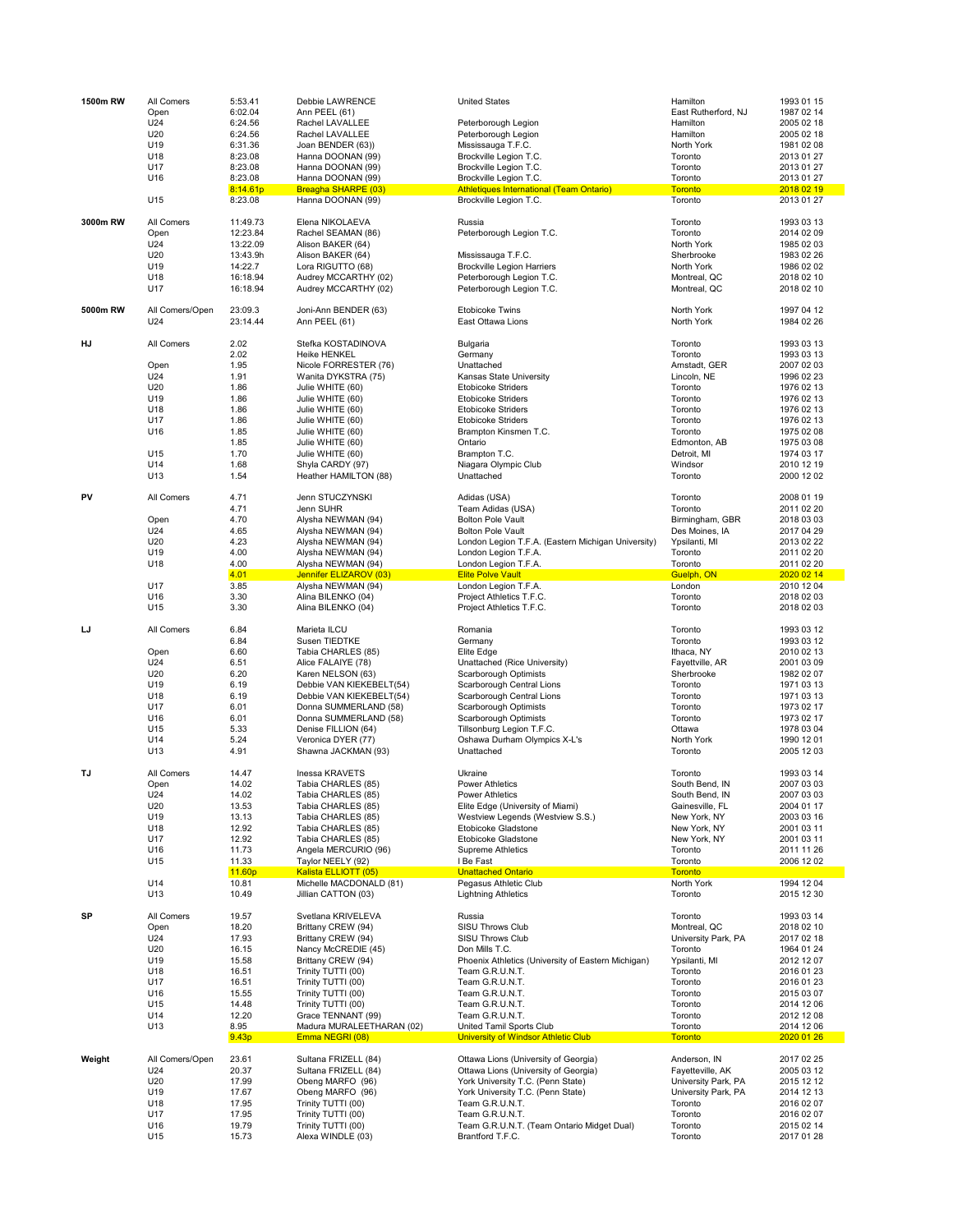| Event | Category | Mark | Athlete | Club | Location | Date |
|---|---|---|---|---|---|---|
| 1500m RW | All Comers | 5:53.41 | Debbie LAWRENCE | United States | Hamilton | 1993 01 15 |
| | Open | 6:02.04 | Ann PEEL (61) | | East Rutherford, NJ | 1987 02 14 |
| | U24 | 6:24.56 | Rachel LAVALLEE | Peterborough Legion | Hamilton | 2005 02 18 |
| | U20 | 6:24.56 | Rachel LAVALLEE | Peterborough Legion | Hamilton | 2005 02 18 |
| | U19 | 6:31.36 | Joan BENDER (63)) | Mississauga T.F.C. | North York | 1981 02 08 |
| | U18 | 8:23.08 | Hanna DOONAN (99) | Brockville Legion T.C. | Toronto | 2013 01 27 |
| | U17 | 8:23.08 | Hanna DOONAN (99) | Brockville Legion T.C. | Toronto | 2013 01 27 |
| | U16 | 8:23.08 | Hanna DOONAN (99) | Brockville Legion T.C. | Toronto | 2013 01 27 |
| | | 8:14.61p | Breagha SHARPE (03) | Athletiques International (Team Ontario) | Toronto | 2018 02 19 |
| | U15 | 8:23.08 | Hanna DOONAN (99) | Brockville Legion T.C. | Toronto | 2013 01 27 |
| 3000m RW | All Comers | 11:49.73 | Elena NIKOLAEVA | Russia | Toronto | 1993 03 13 |
| | Open | 12:23.84 | Rachel SEAMAN (86) | Peterborough Legion T.C. | Toronto | 2014 02 09 |
| | U24 | 13:22.09 | Alison BAKER (64) | | North York | 1985 02 03 |
| | U20 | 13:43.9h | Alison BAKER (64) | Mississauga T.F.C. | Sherbrooke | 1983 02 26 |
| | U19 | 14:22.7 | Lora RIGUTTO (68) | Brockville Legion Harriers | North York | 1986 02 02 |
| | U18 | 16:18.94 | Audrey MCCARTHY (02) | Peterborough Legion T.C. | Montreal, QC | 2018 02 10 |
| | U17 | 16:18.94 | Audrey MCCARTHY (02) | Peterborough Legion T.C. | Montreal, QC | 2018 02 10 |
| 5000m RW | All Comers/Open | 23:09.3 | Joni-Ann BENDER (63) | Etobicoke Twins | North York | 1997 04 12 |
| | U24 | 23:14.44 | Ann PEEL (61) | East Ottawa Lions | North York | 1984 02 26 |
| HJ | All Comers | 2.02 | Stefka KOSTADINOVA | Bulgaria | Toronto | 1993 03 13 |
| | | 2.02 | Heike HENKEL | Germany | Toronto | 1993 03 13 |
| | Open | 1.95 | Nicole FORRESTER (76) | Unattached | Arnstadt, GER | 2007 02 03 |
| | U24 | 1.91 | Wanita DYKSTRA (75) | Kansas State University | Lincoln, NE | 1996 02 23 |
| | U20 | 1.86 | Julie WHITE (60) | Etobicoke Striders | Toronto | 1976 02 13 |
| | U19 | 1.86 | Julie WHITE (60) | Etobicoke Striders | Toronto | 1976 02 13 |
| | U18 | 1.86 | Julie WHITE (60) | Etobicoke Striders | Toronto | 1976 02 13 |
| | U17 | 1.86 | Julie WHITE (60) | Etobicoke Striders | Toronto | 1976 02 13 |
| | U16 | 1.85 | Julie WHITE (60) | Brampton Kinsmen T.C. | Toronto | 1975 02 08 |
| | | 1.85 | Julie WHITE (60) | Ontario | Edmonton, AB | 1975 03 08 |
| | U15 | 1.70 | Julie WHITE (60) | Brampton T.C. | Detroit, MI | 1974 03 17 |
| | U14 | 1.68 | Shyla CARDY (97) | Niagara Olympic Club | Windsor | 2010 12 19 |
| | U13 | 1.54 | Heather HAMILTON (88) | Unattached | Toronto | 2000 12 02 |
| PV | All Comers | 4.71 | Jenn STUCZYNSKI | Adidas (USA) | Toronto | 2008 01 19 |
| | | 4.71 | Jenn SUHR | Team Adidas (USA) | Toronto | 2011 02 20 |
| | Open | 4.70 | Alysha NEWMAN (94) | Bolton Pole Vault | Birmingham, GBR | 2018 03 03 |
| | U24 | 4.65 | Alysha NEWMAN (94) | Bolton Pole Vault | Des Moines, IA | 2017 04 29 |
| | U20 | 4.23 | Alysha NEWMAN (94) | London Legion T.F.A. (Eastern Michigan University) | Ypsilanti, MI | 2013 02 22 |
| | U19 | 4.00 | Alysha NEWMAN (94) | London Legion T.F.A. | Toronto | 2011 02 20 |
| | U18 | 4.00 | Alysha NEWMAN (94) | London Legion T.F.A. | Toronto | 2011 02 20 |
| | | 4.01 | Jennifer ELIZAROV (03) | Elite Polve Vault | Guelph, ON | 2020 02 14 |
| | U17 | 3.85 | Alysha NEWMAN (94) | London Legion T.F.A. | London | 2010 12 04 |
| | U16 | 3.30 | Alina BILENKO (04) | Project Athletics T.F.C. | Toronto | 2018 02 03 |
| | U15 | 3.30 | Alina BILENKO (04) | Project Athletics T.F.C. | Toronto | 2018 02 03 |
| LJ | All Comers | 6.84 | Marieta ILCU | Romania | Toronto | 1993 03 12 |
| | | 6.84 | Susen TIEDTKE | Germany | Toronto | 1993 03 12 |
| | Open | 6.60 | Tabia CHARLES (85) | Elite Edge | Ithaca, NY | 2010 02 13 |
| | U24 | 6.51 | Alice FALAIYE (78) | Unattached (Rice University) | Fayettville, AR | 2001 03 09 |
| | U20 | 6.20 | Karen NELSON (63) | Scarborough Optimists | Sherbrooke | 1982 02 07 |
| | U19 | 6.19 | Debbie VAN KIEKEBELT(54) | Scarborough Central Lions | Toronto | 1971 03 13 |
| | U18 | 6.19 | Debbie VAN KIEKEBELT(54) | Scarborough Central Lions | Toronto | 1971 03 13 |
| | U17 | 6.01 | Donna SUMMERLAND (58) | Scarborough Optimists | Toronto | 1973 02 17 |
| | U16 | 6.01 | Donna SUMMERLAND (58) | Scarborough Optimists | Toronto | 1973 02 17 |
| | U15 | 5.33 | Denise FILLION (64) | Tillsonburg Legion T.F.C. | Ottawa | 1978 03 04 |
| | U14 | 5.24 | Veronica DYER (77) | Oshawa Durham Olympics X-L's | North York | 1990 12 01 |
| | U13 | 4.91 | Shawna JACKMAN (93) | Unattached | Toronto | 2005 12 03 |
| TJ | All Comers | 14.47 | Inessa KRAVETS | Ukraine | Toronto | 1993 03 14 |
| | Open | 14.02 | Tabia CHARLES (85) | Power Athletics | South Bend, IN | 2007 03 03 |
| | U24 | 14.02 | Tabia CHARLES (85) | Power Athletics | South Bend, IN | 2007 03 03 |
| | U20 | 13.53 | Tabia CHARLES (85) | Elite Edge (University of Miami) | Gainesville, FL | 2004 01 17 |
| | U19 | 13.13 | Tabia CHARLES (85) | Westview Legends (Westview S.S.) | New York, NY | 2003 03 16 |
| | U18 | 12.92 | Tabia CHARLES (85) | Etobicoke Gladstone | New York, NY | 2001 03 11 |
| | U17 | 12.92 | Tabia CHARLES (85) | Etobicoke Gladstone | New York, NY | 2001 03 11 |
| | U16 | 11.73 | Angela MERCURIO (96) | Supreme Athletics | Toronto | 2011 11 26 |
| | U15 | 11.33 | Taylor NEELY (92) | I Be Fast | Toronto | 2006 12 02 |
| | | 11.60p | Kalista ELLIOTT (05) | Unattached Ontario | Toronto | |
| | U14 | 10.81 | Michelle MACDONALD (81) | Pegasus Athletic Club | North York | 1994 12 04 |
| | U13 | 10.49 | Jillian CATTON (03) | Lightning Athletics | Toronto | 2015 12 30 |
| SP | All Comers | 19.57 | Svetlana KRIVELEVA | Russia | Toronto | 1993 03 14 |
| | Open | 18.20 | Brittany CREW (94) | SISU Throws Club | Montreal, QC | 2018 02 10 |
| | U24 | 17.93 | Brittany CREW (94) | SISU Throws Club | University Park, PA | 2017 02 18 |
| | U20 | 16.15 | Nancy McCREDIE (45) | Don Mills T.C. | Toronto | 1964 01 24 |
| | U19 | 15.58 | Brittany CREW (94) | Phoenix Athletics (University of Eastern Michigan) | Ypsilanti, MI | 2012 12 07 |
| | U18 | 16.51 | Trinity TUTTI (00) | Team G.R.U.N.T. | Toronto | 2016 01 23 |
| | U17 | 16.51 | Trinity TUTTI (00) | Team G.R.U.N.T. | Toronto | 2016 01 23 |
| | U16 | 15.55 | Trinity TUTTI (00) | Team G.R.U.N.T. | Toronto | 2015 03 07 |
| | U15 | 14.48 | Trinity TUTTI (00) | Team G.R.U.N.T. | Toronto | 2014 12 06 |
| | U14 | 12.20 | Grace TENNANT (99) | Team G.R.U.N.T. | Toronto | 2012 12 08 |
| | U13 | 8.95 | Madura MURALEETHARAN (02) | United Tamil Sports Club | Toronto | 2014 12 06 |
| | | 9.43p | Emma NEGRI (08) | University of Windsor Athletic Club | Toronto | 2020 01 26 |
| Weight | All Comers/Open | 23.61 | Sultana FRIZELL (84) | Ottawa Lions (University of Georgia) | Anderson, IN | 2017 02 25 |
| | U24 | 20.37 | Sultana FRIZELL (84) | Ottawa Lions (University of Georgia) | Fayetteville, AK | 2005 03 12 |
| | U20 | 17.99 | Obeng MARFO (96) | York University T.C. (Penn State) | University Park, PA | 2015 12 12 |
| | U19 | 17.67 | Obeng MARFO (96) | York University T.C. (Penn State) | University Park, PA | 2014 12 13 |
| | U18 | 17.95 | Trinity TUTTI (00) | Team G.R.U.N.T. | Toronto | 2016 02 07 |
| | U17 | 17.95 | Trinity TUTTI (00) | Team G.R.U.N.T. | Toronto | 2016 02 07 |
| | U16 | 19.79 | Trinity TUTTI (00) | Team G.R.U.N.T. (Team Ontario Midget Dual) | Toronto | 2015 02 14 |
| | U15 | 15.73 | Alexa WINDLE (03) | Brantford T.F.C. | Toronto | 2017 01 28 |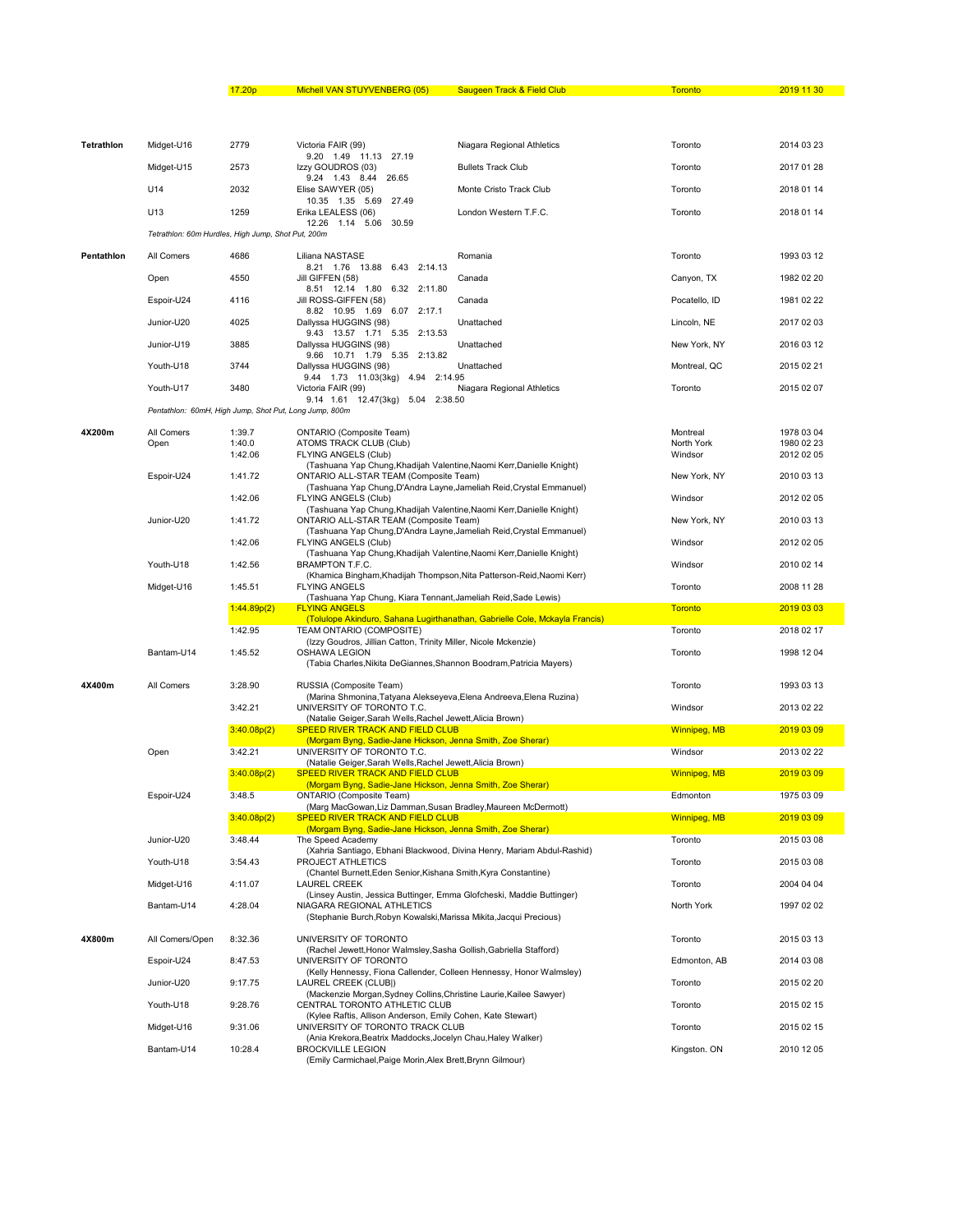| Event | Category | Mark | Athlete / Team | Club / Country | Location | Date |
|---|---|---|---|---|---|---|
| | | 17.20p | Michell VAN STUYVENBERG (05) | Saugeen Track & Field Club | Toronto | 2019 11 30 |
| **Tetrathlon** | Midget-U16 | 2779 | Victoria FAIR (99)<br>9.20 1.49 11.13 27.19 | Niagara Regional Athletics | Toronto | 2014 03 23 |
| | Midget-U15 | 2573 | Izzy GOUDROS (03)<br>9.24 1.43 8.44 26.65 | Bullets Track Club | Toronto | 2017 01 28 |
| | U14 | 2032 | Elise SAWYER (05)<br>10.35 1.35 5.69 27.49 | Monte Cristo Track Club | Toronto | 2018 01 14 |
| | U13 | 1259 | Erika LEALESS (06)<br>12.26 1.14 5.06 30.59 | London Western T.F.C. | Toronto | 2018 01 14 |
| | *Tetrathlon: 60m Hurdles, High Jump, Shot Put, 200m* | | | | | |
| **Pentathlon** | All Comers | 4686 | Liliana NASTASE<br>8.21 1.76 13.88 6.43 2:14.13 | Romania | Toronto | 1993 03 12 |
| | Open | 4550 | Jill GIFFEN (58)<br>8.51 12.14 1.80 6.32 2:11.80 | Canada | Canyon, TX | 1982 02 20 |
| | Espoir-U24 | 4116 | Jill ROSS-GIFFEN (58)<br>8.82 10.95 1.69 6.07 2:17.1 | Canada | Pocatello, ID | 1981 02 22 |
| | Junior-U20 | 4025 | Dallyssa HUGGINS (98)<br>9.43 13.57 1.71 5.35 2:13.53 | Unattached | Lincoln, NE | 2017 02 03 |
| | Junior-U19 | 3885 | Dallyssa HUGGINS (98)<br>9.66 10.71 1.79 5.35 2:13.82 | Unattached | New York, NY | 2016 03 12 |
| | Youth-U18 | 3744 | Dallyssa HUGGINS (98)<br>9.44 1.73 11.03(3kg) 4.94 2:14.95 | Unattached | Montreal, QC | 2015 02 21 |
| | Youth-U17 | 3480 | Victoria FAIR (99)<br>9.14 1.61 12.47(3kg) 5.04 2:38.50 | Niagara Regional Athletics | Toronto | 2015 02 07 |
| | *Pentathlon: 60mH, High Jump, Shot Put, Long Jump, 800m* | | | | | |
| **4X200m** | All Comers | 1:39.7 | ONTARIO (Composite Team) | | Montreal | 1978 03 04 |
| | Open | 1:40.0 | ATOMS TRACK CLUB (Club) | | North York | 1980 02 23 |
| | | 1:42.06 | FLYING ANGELS (Club)<br>(Tashuana Yap Chung,Khadijah Valentine,Naomi Kerr,Danielle Knight) | | Windsor | 2012 02 05 |
| | Espoir-U24 | 1:41.72 | ONTARIO ALL-STAR TEAM (Composite Team)<br>(Tashuana Yap Chung,D'Andra Layne,Jameliah Reid,Crystal Emmanuel) | | New York, NY | 2010 03 13 |
| | | 1:42.06 | FLYING ANGELS (Club)<br>(Tashuana Yap Chung,Khadijah Valentine,Naomi Kerr,Danielle Knight) | | Windsor | 2012 02 05 |
| | Junior-U20 | 1:41.72 | ONTARIO ALL-STAR TEAM (Composite Team)<br>(Tashuana Yap Chung,D'Andra Layne,Jameliah Reid,Crystal Emmanuel) | | New York, NY | 2010 03 13 |
| | | 1:42.06 | FLYING ANGELS (Club)<br>(Tashuana Yap Chung,Khadijah Valentine,Naomi Kerr,Danielle Knight) | | Windsor | 2012 02 05 |
| | Youth-U18 | 1:42.56 | BRAMPTON T.F.C.<br>(Khamica Bingham,Khadijah Thompson,Nita Patterson-Reid,Naomi Kerr) | | Windsor | 2010 02 14 |
| | Midget-U16 | 1:45.51 | FLYING ANGELS<br>(Tashuana Yap Chung, Kiara Tennant,Jameliah Reid,Sade Lewis) | | Toronto | 2008 11 28 |
| | | 1:44.89p(2) | FLYING ANGELS<br>(Tolulope Akinduro, Sahana Lugirthanathan, Gabrielle Cole, Mckayla Francis) | | Toronto | 2019 03 03 |
| | | 1:42.95 | TEAM ONTARIO (COMPOSITE)<br>(Izzy Goudros, Jillian Catton, Trinity Miller, Nicole Mckenzie) | | Toronto | 2018 02 17 |
| | Bantam-U14 | 1:45.52 | OSHAWA LEGION<br>(Tabia Charles,Nikita DeGiannes,Shannon Boodram,Patricia Mayers) | | Toronto | 1998 12 04 |
| **4X400m** | All Comers | 3:28.90 | RUSSIA (Composite Team)<br>(Marina Shmonina,Tatyana Alekseyeva,Elena Andreeva,Elena Ruzina) | | Toronto | 1993 03 13 |
| | | 3:42.21 | UNIVERSITY OF TORONTO T.C.<br>(Natalie Geiger,Sarah Wells,Rachel Jewett,Alicia Brown) | | Windsor | 2013 02 22 |
| | | 3:40.08p(2) | SPEED RIVER TRACK AND FIELD CLUB<br>(Morgam Byng, Sadie-Jane Hickson, Jenna Smith, Zoe Sherar) | | Winnipeg, MB | 2019 03 09 |
| | Open | 3:42.21 | UNIVERSITY OF TORONTO T.C.<br>(Natalie Geiger,Sarah Wells,Rachel Jewett,Alicia Brown) | | Windsor | 2013 02 22 |
| | | 3:40.08p(2) | SPEED RIVER TRACK AND FIELD CLUB<br>(Morgam Byng, Sadie-Jane Hickson, Jenna Smith, Zoe Sherar) | | Winnipeg, MB | 2019 03 09 |
| | Espoir-U24 | 3:48.5 | ONTARIO (Composite Team)<br>(Marg MacGowan,Liz Damman,Susan Bradley,Maureen McDermott) | | Edmonton | 1975 03 09 |
| | | 3:40.08p(2) | SPEED RIVER TRACK AND FIELD CLUB<br>(Morgam Byng, Sadie-Jane Hickson, Jenna Smith, Zoe Sherar) | | Winnipeg, MB | 2019 03 09 |
| | Junior-U20 | 3:48.44 | The Speed Academy<br>(Xahria Santiago, Ebhani Blackwood, Divina Henry, Mariam Abdul-Rashid) | | Toronto | 2015 03 08 |
| | Youth-U18 | 3:54.43 | PROJECT ATHLETICS<br>(Chantel Burnett,Eden Senior,Kishana Smith,Kyra Constantine) | | Toronto | 2015 03 08 |
| | Midget-U16 | 4:11.07 | LAUREL CREEK<br>(Linsey Austin, Jessica Buttinger, Emma Glofcheski, Maddie Buttinger) | | Toronto | 2004 04 04 |
| | Bantam-U14 | 4:28.04 | NIAGARA REGIONAL ATHLETICS<br>(Stephanie Burch,Robyn Kowalski,Marissa Mikita,Jacqui Precious) | | North York | 1997 02 02 |
| **4X800m** | All Comers/Open | 8:32.36 | UNIVERSITY OF TORONTO<br>(Rachel Jewett,Honor Walmsley,Sasha Gollish,Gabriella Stafford) | | Toronto | 2015 03 13 |
| | Espoir-U24 | 8:47.53 | UNIVERSITY OF TORONTO<br>(Kelly Hennessy, Fiona Callender, Colleen Hennessy, Honor Walmsley) | | Edmonton, AB | 2014 03 08 |
| | Junior-U20 | 9:17.75 | LAUREL CREEK (CLUB\|)<br>(Mackenzie Morgan,Sydney Collins,Christine Laurie,Kailee Sawyer) | | Toronto | 2015 02 20 |
| | Youth-U18 | 9:28.76 | CENTRAL TORONTO ATHLETIC CLUB<br>(Kylee Raftis, Allison Anderson, Emily Cohen, Kate Stewart) | | Toronto | 2015 02 15 |
| | Midget-U16 | 9:31.06 | UNIVERSITY OF TORONTO TRACK CLUB<br>(Ania Krekora,Beatrix Maddocks,Jocelyn Chau,Haley Walker) | | Toronto | 2015 02 15 |
| | Bantam-U14 | 10:28.4 | BROCKVILLE LEGION<br>(Emily Carmichael,Paige Morin,Alex Brett,Brynn Gilmour) | | Kingston. ON | 2010 12 05 |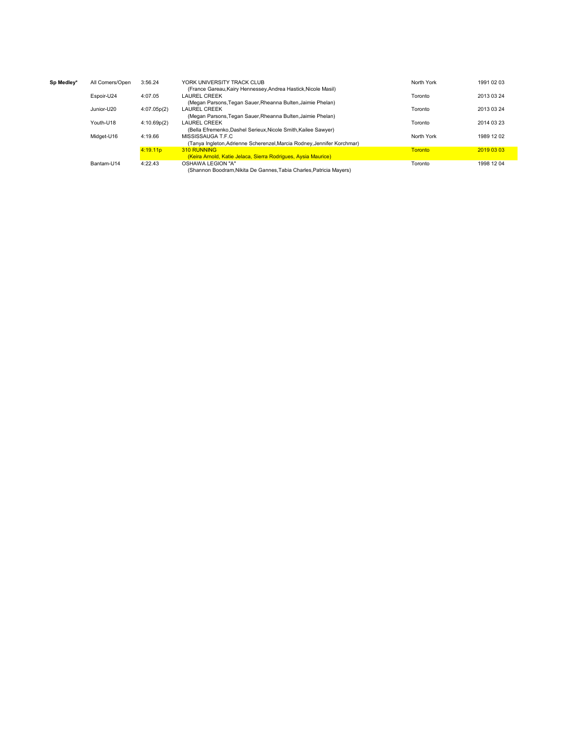| | | | | | |
|---|---|---|---|---|---|
| **Sp Medley*** | All Comers/Open | 3:56.24 | YORK UNIVERSITY TRACK CLUB<br>(France Gareau,Kairy Hennessey,Andrea Hastick,Nicole Masil) | North York | 1991 02 03 |
| | Espoir-U24 | 4:07.05 | LAUREL CREEK<br>(Megan Parsons,Tegan Sauer,Rheanna Bulten,Jaimie Phelan) | Toronto | 2013 03 24 |
| | Junior-U20 | 4:07.05p(2) | LAUREL CREEK<br>(Megan Parsons,Tegan Sauer,Rheanna Bulten,Jaimie Phelan) | Toronto | 2013 03 24 |
| | Youth-U18 | 4:10.69p(2) | LAUREL CREEK<br>(Bella Efremenko,Dashel Serieux,Nicole Smith,Kailee Sawyer) | Toronto | 2014 03 23 |
| | Midget-U16 | 4:19.66 | MISSISSAUGA T.F.C<br>(Tanya Ingleton,Adrienne Scherenzel,Marcia Rodney,Jennifer Korchmar) | North York | 1989 12 02 |
| | | 4:19.11p | 310 RUNNING<br>(Keira Arnold, Katie Jelaca, Sierra Rodrigues, Aysia Maurice) | Toronto | 2019 03 03 |
| | Bantam-U14 | 4:22.43 | OSHAWA LEGION "A"<br>(Shannon Boodram,Nikita De Gannes,Tabia Charles,Patricia Mayers) | Toronto | 1998 12 04 |